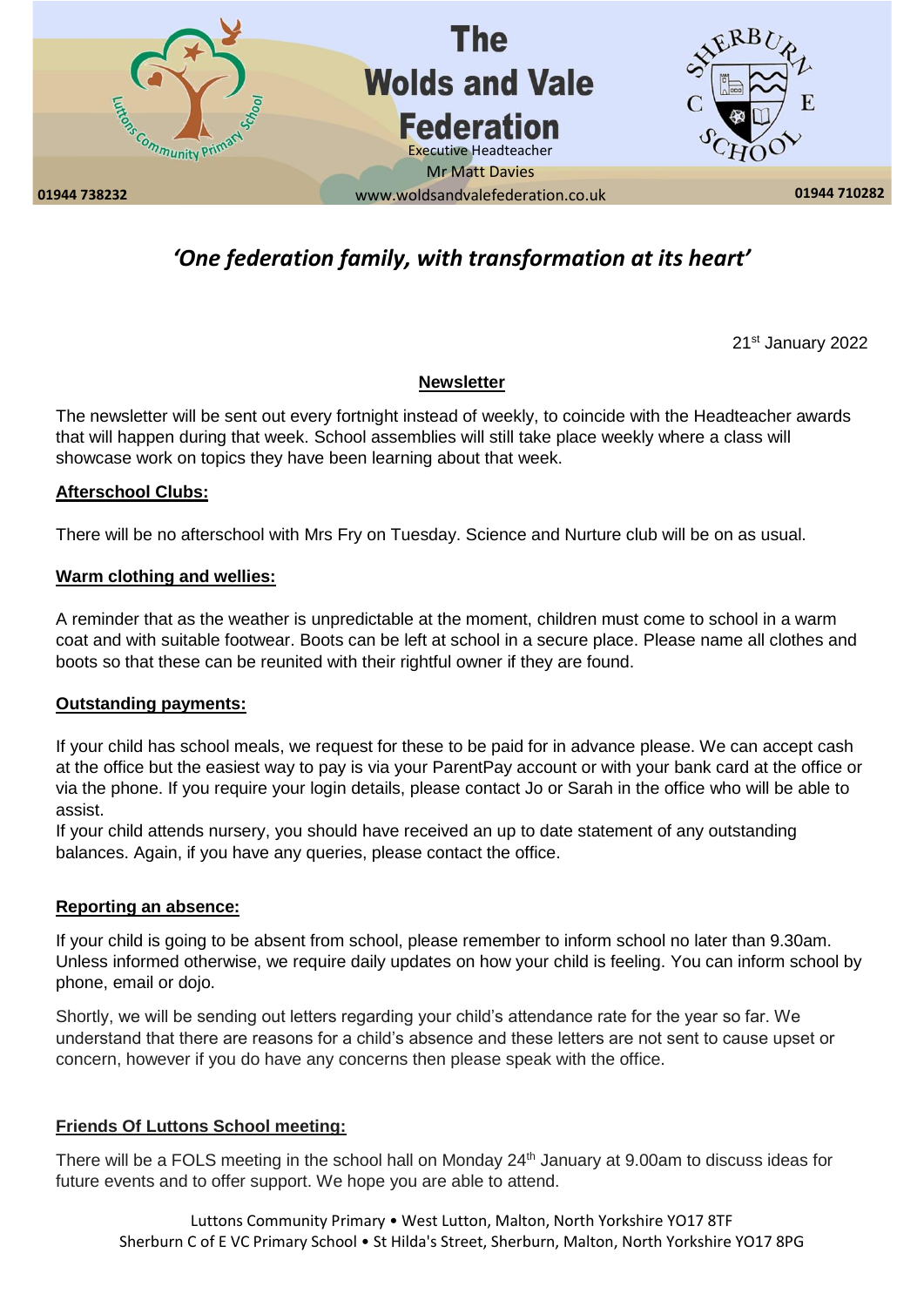# The Wolds and Vale Federation

Executive Headteacher
Mr Matt Davies

01944 738232 www.woldsandvalefederation.co.uk 01944 710282

*'One federation family, with transformation at its heart'*

21st January 2022

**Newsletter**

The newsletter will be sent out every fortnight instead of weekly, to coincide with the Headteacher awards that will happen during that week. School assemblies will still take place weekly where a class will showcase work on topics they have been learning about that week.

**Afterschool Clubs:**

There will be no afterschool with Mrs Fry on Tuesday. Science and Nurture club will be on as usual.

**Warm clothing and wellies:**

A reminder that as the weather is unpredictable at the moment, children must come to school in a warm coat and with suitable footwear. Boots can be left at school in a secure place. Please name all clothes and boots so that these can be reunited with their rightful owner if they are found.

**Outstanding payments:**

If your child has school meals, we request for these to be paid for in advance please. We can accept cash at the office but the easiest way to pay is via your ParentPay account or with your bank card at the office or via the phone. If you require your login details, please contact Jo or Sarah in the office who will be able to assist.

If your child attends nursery, you should have received an up to date statement of any outstanding balances. Again, if you have any queries, please contact the office.

**Reporting an absence:**

If your child is going to be absent from school, please remember to inform school no later than 9.30am. Unless informed otherwise, we require daily updates on how your child is feeling. You can inform school by phone, email or dojo.

Shortly, we will be sending out letters regarding your child's attendance rate for the year so far. We understand that there are reasons for a child's absence and these letters are not sent to cause upset or concern, however if you do have any concerns then please speak with the office.

**Friends Of Luttons School meeting:**

There will be a FOLS meeting in the school hall on Monday 24th January at 9.00am to discuss ideas for future events and to offer support. We hope you are able to attend.

Luttons Community Primary • West Lutton, Malton, North Yorkshire YO17 8TF
Sherburn C of E VC Primary School • St Hilda's Street, Sherburn, Malton, North Yorkshire YO17 8PG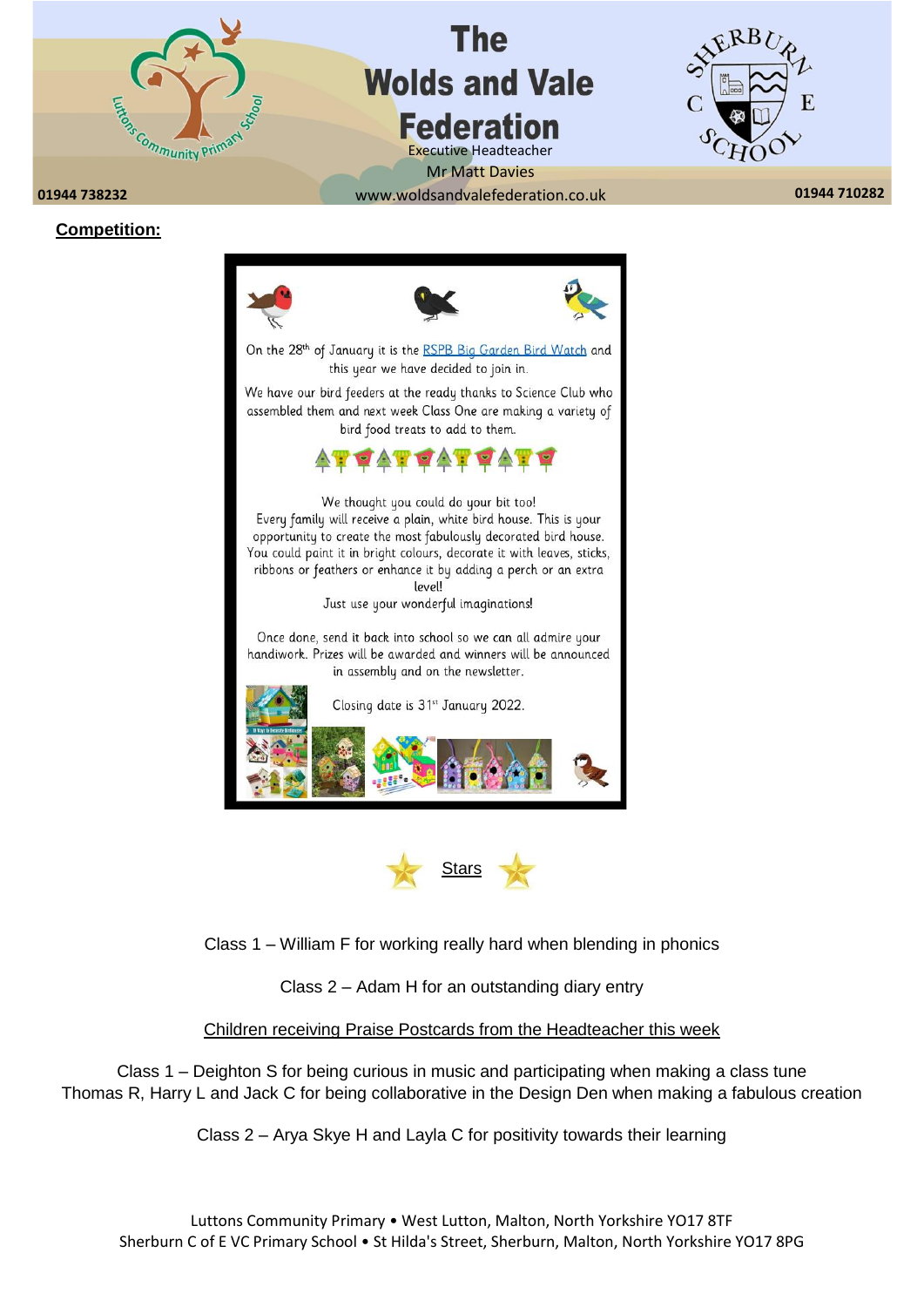**Competition:**

On the 28th of January it is the RSPB Big Garden Bird Watch and this year we have decided to join in.

We have our bird feeders at the ready thanks to Science Club who assembled them and next week Class One are making a variety of bird food treats to add to them.

We thought you could do your bit too!
Every family will receive a plain, white bird house. This is your opportunity to create the most fabulously decorated bird house. You could paint it in bright colours, decorate it with leaves, sticks, ribbons or feathers or enhance it by adding a perch or an extra level!
Just use your wonderful imaginations!

Once done, send it back into school so we can all admire your handiwork. Prizes will be awarded and winners will be announced in assembly and on the newsletter.

Closing date is 31st January 2022.

## Stars

Class 1 – William F for working really hard when blending in phonics

Class 2 – Adam H for an outstanding diary entry

Children receiving Praise Postcards from the Headteacher this week

Class 1 – Deighton S for being curious in music and participating when making a class tune
Thomas R, Harry L and Jack C for being collaborative in the Design Den when making a fabulous creation

Class 2 – Arya Skye H and Layla C for positivity towards their learning